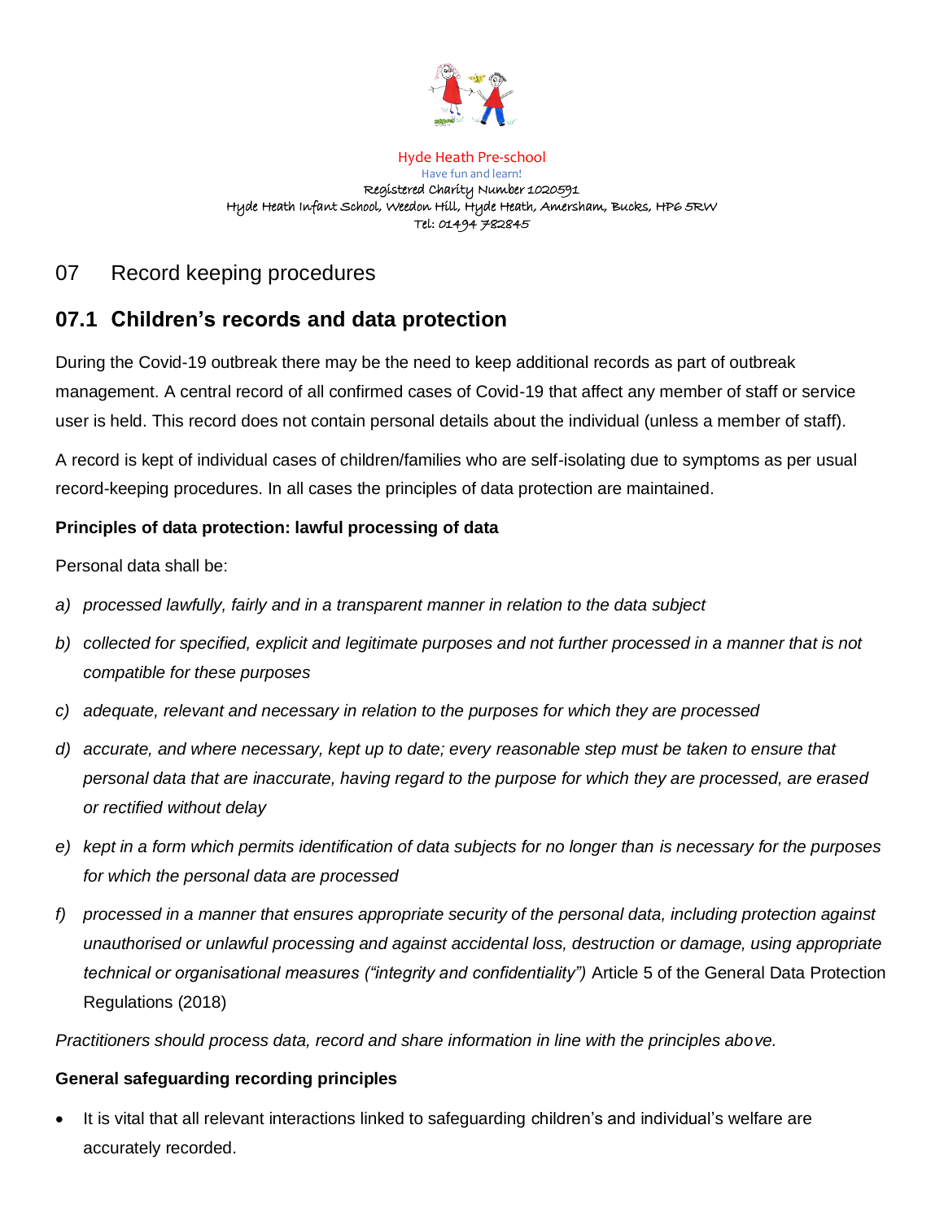Hyde Heath Pre-school

Have fun and learn!

Registered Charity Number 1020591

Hyde Heath Infant School, Weedon Hill, Hyde Heath, Amersham, Bucks, HP6 5RW

Tel: 01494 782845

# 07 Record keeping procedures

## 07.1 Children's records and data protection

During the Covid-19 outbreak there may be the need to keep additional records as part of outbreak management. A central record of all confirmed cases of Covid-19 that affect any member of staff or service user is held. This record does not contain personal details about the individual (unless a member of staff).

A record is kept of individual cases of children/families who are self-isolating due to symptoms as per usual record-keeping procedures. In all cases the principles of data protection are maintained.

**Principles of data protection: lawful processing of data**

Personal data shall be:

a) *processed lawfully, fairly and in a transparent manner in relation to the data subject*

b) *collected for specified, explicit and legitimate purposes and not further processed in a manner that is not compatible for these purposes*

c) *adequate, relevant and necessary in relation to the purposes for which they are processed*

d) *accurate, and where necessary, kept up to date; every reasonable step must be taken to ensure that personal data that are inaccurate, having regard to the purpose for which they are processed, are erased or rectified without delay*

e) *kept in a form which permits identification of data subjects for no longer than is necessary for the purposes for which the personal data are processed*

f) *processed in a manner that ensures appropriate security of the personal data, including protection against unauthorised or unlawful processing and against accidental loss, destruction or damage, using appropriate technical or organisational measures ("integrity and confidentiality")* Article 5 of the General Data Protection Regulations (2018)

*Practitioners should process data, record and share information in line with the principles above.*

**General safeguarding recording principles**

- It is vital that all relevant interactions linked to safeguarding children's and individual's welfare are accurately recorded.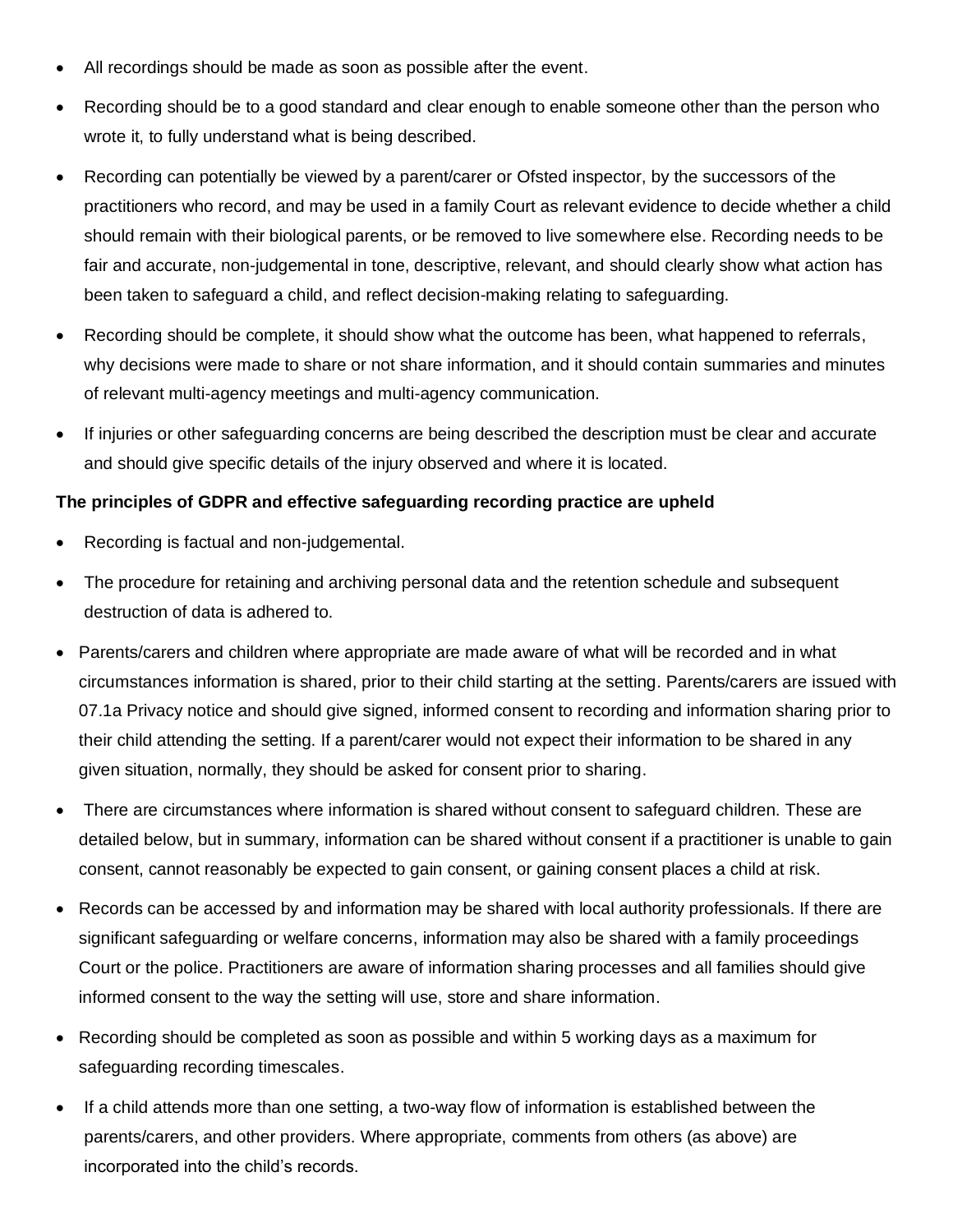- All recordings should be made as soon as possible after the event.
- Recording should be to a good standard and clear enough to enable someone other than the person who wrote it, to fully understand what is being described.
- Recording can potentially be viewed by a parent/carer or Ofsted inspector, by the successors of the practitioners who record, and may be used in a family Court as relevant evidence to decide whether a child should remain with their biological parents, or be removed to live somewhere else. Recording needs to be fair and accurate, non-judgemental in tone, descriptive, relevant, and should clearly show what action has been taken to safeguard a child, and reflect decision-making relating to safeguarding.
- Recording should be complete, it should show what the outcome has been, what happened to referrals, why decisions were made to share or not share information, and it should contain summaries and minutes of relevant multi-agency meetings and multi-agency communication.
- If injuries or other safeguarding concerns are being described the description must be clear and accurate and should give specific details of the injury observed and where it is located.

**The principles of GDPR and effective safeguarding recording practice are upheld**

- Recording is factual and non-judgemental.
- The procedure for retaining and archiving personal data and the retention schedule and subsequent destruction of data is adhered to.
- Parents/carers and children where appropriate are made aware of what will be recorded and in what circumstances information is shared, prior to their child starting at the setting. Parents/carers are issued with 07.1a Privacy notice and should give signed, informed consent to recording and information sharing prior to their child attending the setting. If a parent/carer would not expect their information to be shared in any given situation, normally, they should be asked for consent prior to sharing.
- There are circumstances where information is shared without consent to safeguard children. These are detailed below, but in summary, information can be shared without consent if a practitioner is unable to gain consent, cannot reasonably be expected to gain consent, or gaining consent places a child at risk.
- Records can be accessed by and information may be shared with local authority professionals. If there are significant safeguarding or welfare concerns, information may also be shared with a family proceedings Court or the police. Practitioners are aware of information sharing processes and all families should give informed consent to the way the setting will use, store and share information.
- Recording should be completed as soon as possible and within 5 working days as a maximum for safeguarding recording timescales.
- If a child attends more than one setting, a two-way flow of information is established between the parents/carers, and other providers. Where appropriate, comments from others (as above) are incorporated into the child's records.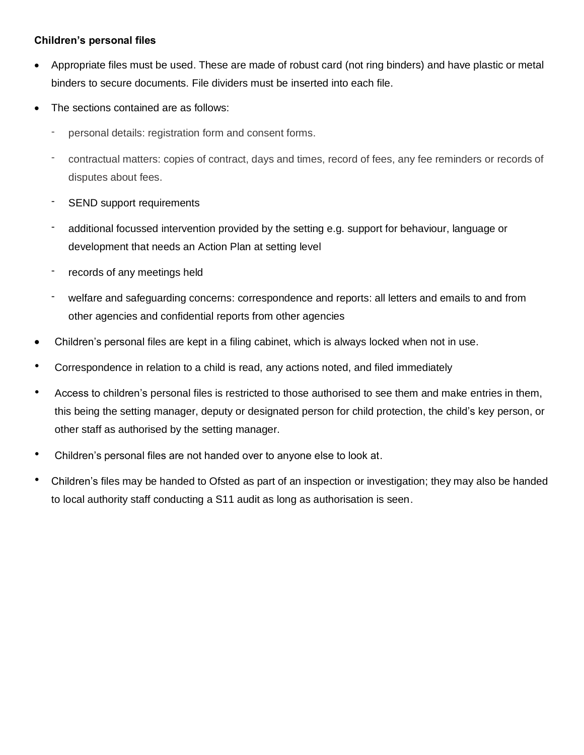**Children's personal files**

- Appropriate files must be used. These are made of robust card (not ring binders) and have plastic or metal binders to secure documents. File dividers must be inserted into each file.
- The sections contained are as follows:
  - personal details: registration form and consent forms.
  - contractual matters: copies of contract, days and times, record of fees, any fee reminders or records of disputes about fees.
  - SEND support requirements
  - additional focussed intervention provided by the setting e.g. support for behaviour, language or development that needs an Action Plan at setting level
  - records of any meetings held
  - welfare and safeguarding concerns: correspondence and reports: all letters and emails to and from other agencies and confidential reports from other agencies
- Children's personal files are kept in a filing cabinet, which is always locked when not in use.
- Correspondence in relation to a child is read, any actions noted, and filed immediately
- Access to children's personal files is restricted to those authorised to see them and make entries in them, this being the setting manager, deputy or designated person for child protection, the child's key person, or other staff as authorised by the setting manager.
- Children's personal files are not handed over to anyone else to look at.
- Children's files may be handed to Ofsted as part of an inspection or investigation; they may also be handed to local authority staff conducting a S11 audit as long as authorisation is seen.